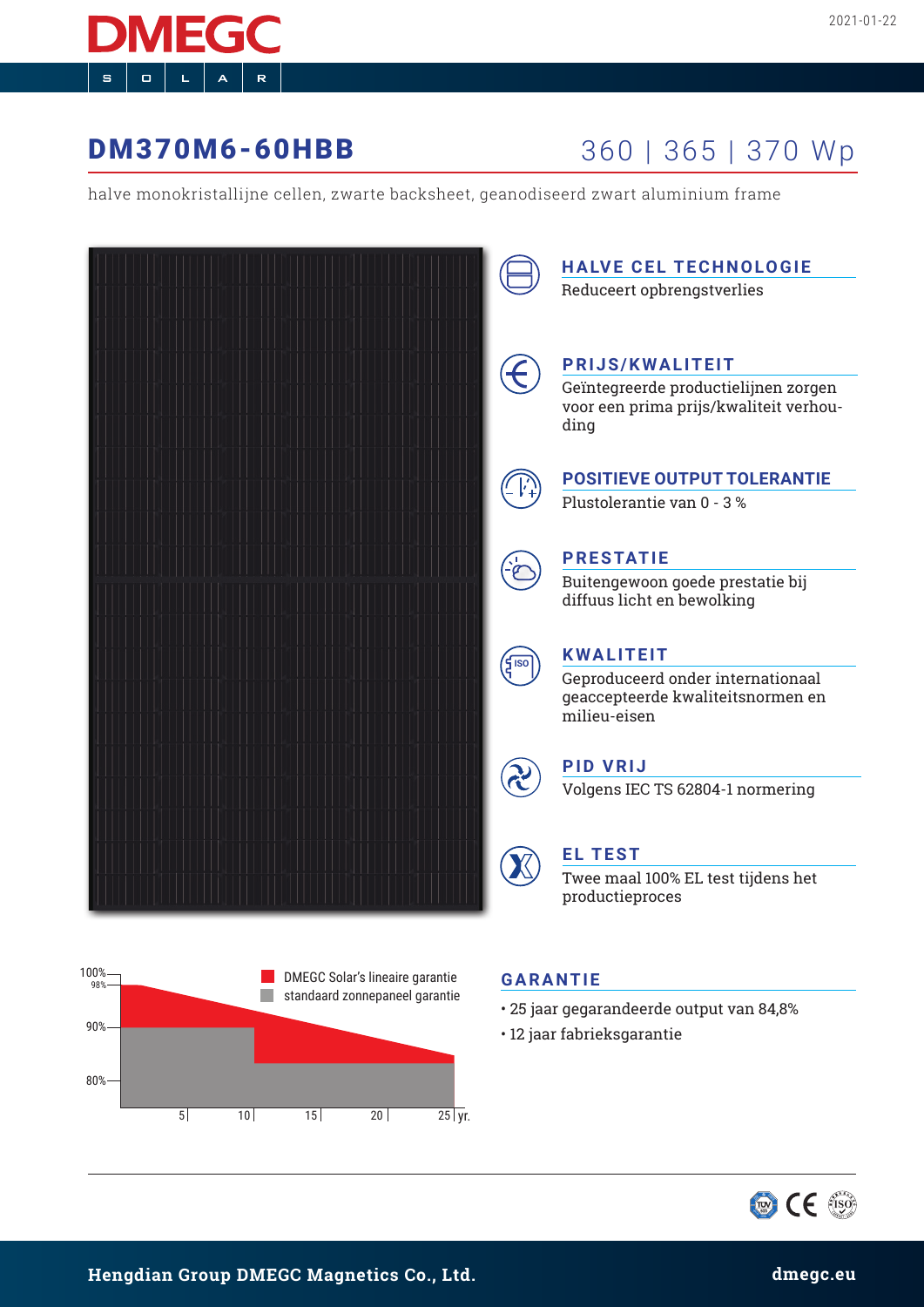# DMEGC SOLAR

2021-01-22

## DM370M6-60HBB

360 | 365 | 370 Wp

halve monokristallijne cellen, zwarte backsheet, geanodiseerd zwart aluminium frame

### HALVE CEL TECHNOLOGIE

Reduceert opbrengstverlies

### PRIJS/KWALITEIT

Geïntegreerde productielijnen zorgen voor een prima prijs/kwaliteit verhouding

### POSITIEVE OUTPUT TOLERANTIE

Plustolerantie van 0 - 3 %

### PRESTATIE

Buitengewoon goede prestatie bij diffuus licht en bewolking

### KWALITEIT

Geproduceerd onder internationaal geaccepteerde kwaliteitsnormen en milieu-eisen

### PID VRIJ

Volgens IEC TS 62804-1 normering

### EL TEST

Twee maal 100% EL test tijdens het productieproces

- DMEGC Solar's lineaire garantie
- standaard zonnepaneel garantie

100% 98% 90% 80%

5 10 15 20 25 yr.

### GARANTIE

- 25 jaar gegarandeerde output van 84,8%
- 12 jaar fabrieksgarantie

Hengdian Group DMEGC Magnetics Co., Ltd. dmegc.eu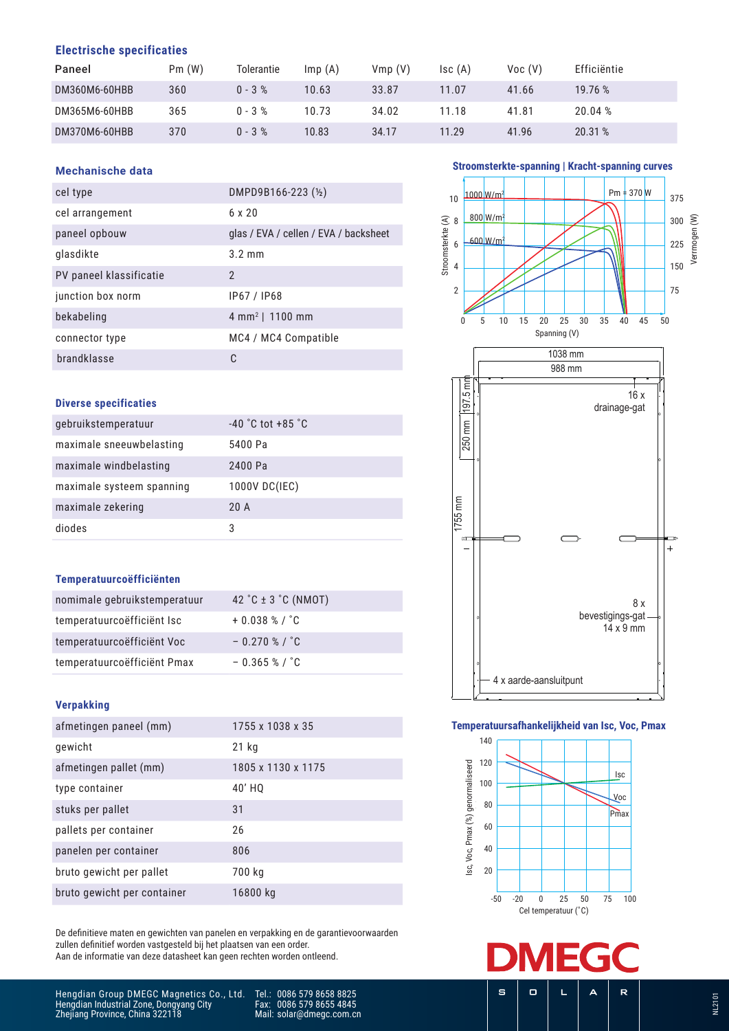## Electrische specificaties

| Paneel | Pm (W) | Tolerantie | Imp (A) | Vmp (V) | Isc (A) | Voc (V) | Efficiëntie |
|---|---|---|---|---|---|---|---|
| DM360M6-60HBB | 360 | 0 - 3 % | 10.63 | 33.87 | 11.07 | 41.66 | 19.76 % |
| DM365M6-60HBB | 365 | 0 - 3 % | 10.73 | 34.02 | 11.18 | 41.81 | 20.04 % |
| DM370M6-60HBB | 370 | 0 - 3 % | 10.83 | 34.17 | 11.29 | 41.96 | 20.31 % |

## Mechanische data

| | |
|---|---|
| cel type | DMPD9B166-223 (½) |
| cel arrangement | 6 x 20 |
| paneel opbouw | glas / EVA / cellen / EVA / backsheet |
| glasdikte | 3.2 mm |
| PV paneel klassificatie | 2 |
| junction box norm | IP67 / IP68 |
| bekabeling | 4 mm² \| 1100 mm |
| connector type | MC4 / MC4 Compatible |
| brandklasse | C |

## Diverse specificaties

| | |
|---|---|
| gebruikstemperatuur | -40 ˚C tot +85 ˚C |
| maximale sneeuwbelasting | 5400 Pa |
| maximale windbelasting | 2400 Pa |
| maximale systeem spanning | 1000V DC(IEC) |
| maximale zekering | 20 A |
| diodes | 3 |

## Temperatuurcoëfficiënten

| | |
|---|---|
| nominale gebruikstemperatuur | 42 ˚C ± 3 ˚C (NMOT) |
| temperatuurcoëfficiënt Isc | + 0.038 % / ˚C |
| temperatuurcoëfficiënt Voc | − 0.270 % / ˚C |
| temperatuurcoëfficiënt Pmax | − 0.365 % / ˚C |

## Verpakking

| | |
|---|---|
| afmetingen paneel (mm) | 1755 x 1038 x 35 |
| gewicht | 21 kg |
| afmetingen pallet (mm) | 1805 x 1130 x 1175 |
| type container | 40' HQ |
| stuks per pallet | 31 |
| pallets per container | 26 |
| panelen per container | 806 |
| bruto gewicht per pallet | 700 kg |
| bruto gewicht per container | 16800 kg |

De definitieve maten en gewichten van panelen en verpakking en de garantievoorwaarden zullen definitief worden vastgesteld bij het plaatsen van een order.
Aan de informatie van deze datasheet kan geen rechten worden ontleend.

## Stroomsterkte-spanning | Kracht-spanning curves

Pm = 370 W; 1000 W/m², 800 W/m², 600 W/m²; Stroomsterkte (A); Vermogen (W); Spanning (V)

1038 mm; 988 mm; 197.5 mm; 250 mm; 1755 mm; 16 x drainage-gat; 8 x bevestigings-gat 14 x 9 mm; 4 x aarde-aansluitpunt

## Temperatuursafhankelijkheid van Isc, Voc, Pmax

Isc, Voc, Pmax (%) genormaliseerd; Isc; Voc; Pmax; Cel temperatuur (˚C)

DMEGC SOLAR

Hengdian Group DMEGC Magnetics Co., Ltd.
Hengdian Industrial Zone, Dongyang City
Zhejiang Province, China 322118

Tel.: 0086 579 8658 8825
Fax: 0086 579 8655 4845
Mail: solar@dmegc.com.cn

NL2101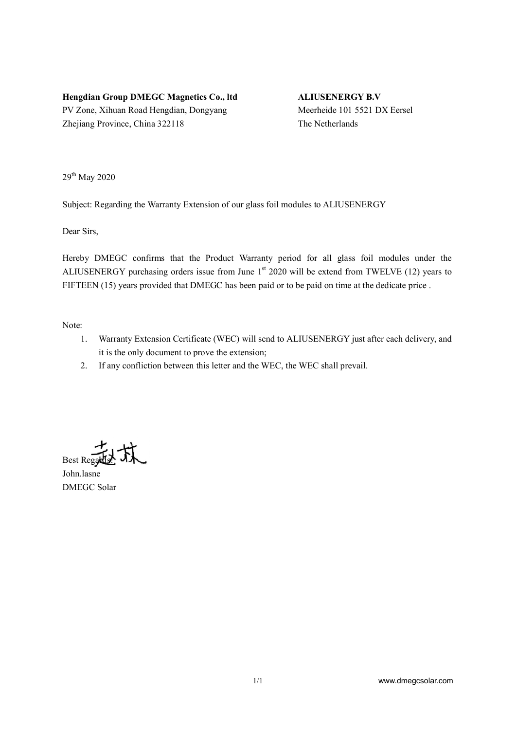**Hengdian Group DMEGC Magnetics Co., ltd**
PV Zone, Xihuan Road Hengdian, Dongyang
Zhejiang Province, China 322118

**ALIUSENERGY B.V**
Meerheide 101 5521 DX Eersel
The Netherlands

29th May 2020

Subject: Regarding the Warranty Extension of our glass foil modules to ALIUSENERGY

Dear Sirs,

Hereby DMEGC confirms that the Product Warranty period for all glass foil modules under the ALIUSENERGY purchasing orders issue from June 1st 2020 will be extend from TWELVE (12) years to FIFTEEN (15) years provided that DMEGC has been paid or to be paid on time at the dedicate price .

Note:

1. Warranty Extension Certificate (WEC) will send to ALIUSENERGY just after each delivery, and it is the only document to prove the extension;
2. If any confliction between this letter and the WEC, the WEC shall prevail.

Best Regards,
赵林
John.lasne
DMEGC Solar